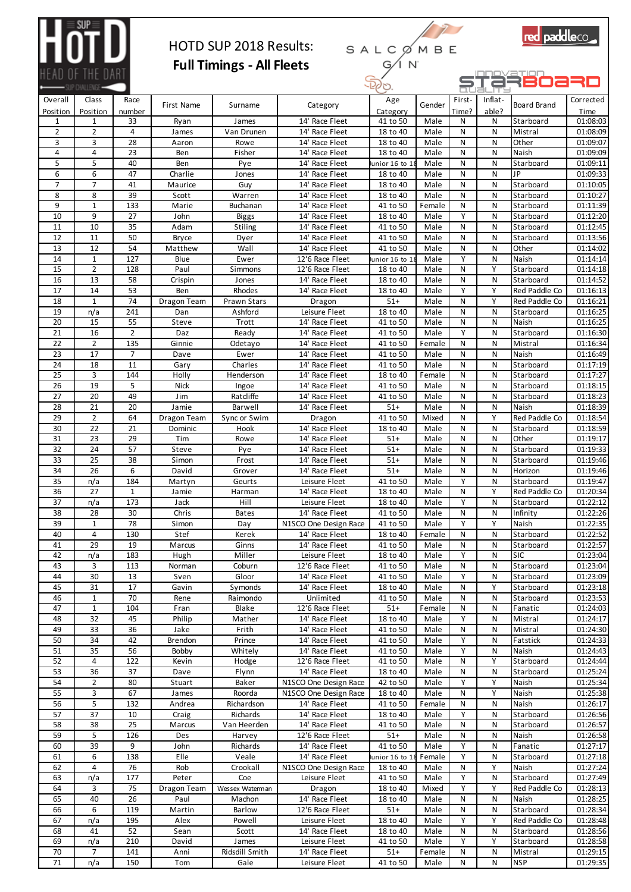# HOTD SUP 2018 Results:

## Full Timings - All Fleets

| Overall Position | Class Position | Race number | First Name | Surname | Category | Age Category | Gender | First-Time? | Inflat-able? | Board Brand | Corrected Time |
|---|---|---|---|---|---|---|---|---|---|---|---|
| 1 | 1 | 33 | Ryan | James | 14' Race Fleet | 41 to 50 | Male | N | N | Starboard | 01:08:03 |
| 2 | 2 | 4 | James | Van Drunen | 14' Race Fleet | 18 to 40 | Male | N | N | Mistral | 01:08:09 |
| 3 | 3 | 28 | Aaron | Rowe | 14' Race Fleet | 18 to 40 | Male | N | N | Other | 01:09:07 |
| 4 | 4 | 23 | Ben | Fisher | 14' Race Fleet | 18 to 40 | Male | N | N | Naish | 01:09:09 |
| 5 | 5 | 40 | Ben | Pye | 14' Race Fleet | Junior 16 to 18 | Male | N | N | Starboard | 01:09:11 |
| 6 | 6 | 47 | Charlie | Jones | 14' Race Fleet | 18 to 40 | Male | N | N | JP | 01:09:33 |
| 7 | 7 | 41 | Maurice | Guy | 14' Race Fleet | 18 to 40 | Male | N | N | Starboard | 01:10:05 |
| 8 | 8 | 39 | Scott | Warren | 14' Race Fleet | 18 to 40 | Male | N | N | Starboard | 01:10:27 |
| 9 | 1 | 133 | Marie | Buchanan | 14' Race Fleet | 41 to 50 | Female | N | N | Starboard | 01:11:39 |
| 10 | 9 | 27 | John | Biggs | 14' Race Fleet | 18 to 40 | Male | Y | N | Starboard | 01:12:20 |
| 11 | 10 | 35 | Adam | Stiling | 14' Race Fleet | 41 to 50 | Male | N | N | Starboard | 01:12:45 |
| 12 | 11 | 50 | Bryce | Dyer | 14' Race Fleet | 41 to 50 | Male | N | N | Starboard | 01:13:56 |
| 13 | 12 | 54 | Matthew | Wall | 14' Race Fleet | 41 to 50 | Male | N | N | Other | 01:14:02 |
| 14 | 1 | 127 | Blue | Ewer | 12'6 Race Fleet | Junior 16 to 18 | Male | Y | N | Naish | 01:14:14 |
| 15 | 2 | 128 | Paul | Simmons | 12'6 Race Fleet | 18 to 40 | Male | N | Y | Starboard | 01:14:18 |
| 16 | 13 | 58 | Crispin | Jones | 14' Race Fleet | 18 to 40 | Male | N | N | Starboard | 01:14:52 |
| 17 | 14 | 53 | Ben | Rhodes | 14' Race Fleet | 18 to 40 | Male | Y | Y | Red Paddle Co | 01:16:13 |
| 18 | 1 | 74 | Dragon Team | Prawn Stars | Dragon | 51+ | Male | N | Y | Red Paddle Co | 01:16:21 |
| 19 | n/a | 241 | Dan | Ashford | Leisure Fleet | 18 to 40 | Male | N | N | Starboard | 01:16:25 |
| 20 | 15 | 55 | Steve | Trott | 14' Race Fleet | 41 to 50 | Male | N | N | Naish | 01:16:25 |
| 21 | 16 | 2 | Daz | Ready | 14' Race Fleet | 41 to 50 | Male | Y | N | Starboard | 01:16:30 |
| 22 | 2 | 135 | Ginnie | Odetayo | 14' Race Fleet | 41 to 50 | Female | N | N | Mistral | 01:16:34 |
| 23 | 17 | 7 | Dave | Ewer | 14' Race Fleet | 41 to 50 | Male | N | N | Naish | 01:16:49 |
| 24 | 18 | 11 | Gary | Charles | 14' Race Fleet | 41 to 50 | Male | N | N | Starboard | 01:17:19 |
| 25 | 3 | 144 | Holly | Henderson | 14' Race Fleet | 18 to 40 | Female | N | N | Starboard | 01:17:27 |
| 26 | 19 | 5 | Nick | Ingoe | 14' Race Fleet | 41 to 50 | Male | N | N | Starboard | 01:18:15 |
| 27 | 20 | 49 | Jim | Ratcliffe | 14' Race Fleet | 41 to 50 | Male | N | N | Starboard | 01:18:23 |
| 28 | 21 | 20 | Jamie | Barwell | 14' Race Fleet | 51+ | Male | N | N | Naish | 01:18:39 |
| 29 | 2 | 64 | Dragon Team | Sync or Swim | Dragon | 41 to 50 | Mixed | N | Y | Red Paddle Co | 01:18:54 |
| 30 | 22 | 21 | Dominic | Hook | 14' Race Fleet | 18 to 40 | Male | N | N | Starboard | 01:18:59 |
| 31 | 23 | 29 | Tim | Rowe | 14' Race Fleet | 51+ | Male | N | N | Other | 01:19:17 |
| 32 | 24 | 57 | Steve | Pye | 14' Race Fleet | 51+ | Male | N | N | Starboard | 01:19:33 |
| 33 | 25 | 38 | Simon | Frost | 14' Race Fleet | 51+ | Male | N | N | Starboard | 01:19:46 |
| 34 | 26 | 6 | David | Grover | 14' Race Fleet | 51+ | Male | N | N | Horizon | 01:19:46 |
| 35 | n/a | 184 | Martyn | Geurts | Leisure Fleet | 41 to 50 | Male | Y | N | Starboard | 01:19:47 |
| 36 | 27 | 1 | Jamie | Harman | 14' Race Fleet | 18 to 40 | Male | N | Y | Red Paddle Co | 01:20:34 |
| 37 | n/a | 173 | Jack | Hill | Leisure Fleet | 18 to 40 | Male | Y | N | Starboard | 01:22:12 |
| 38 | 28 | 30 | Chris | Bates | 14' Race Fleet | 41 to 50 | Male | N | N | Infinity | 01:22:26 |
| 39 | 1 | 78 | Simon | Day | N1SCO One Design Race | 41 to 50 | Male | Y | Y | Naish | 01:22:35 |
| 40 | 4 | 130 | Stef | Kerek | 14' Race Fleet | 18 to 40 | Female | N | N | Starboard | 01:22:52 |
| 41 | 29 | 19 | Marcus | Ginns | 14' Race Fleet | 41 to 50 | Male | N | N | Starboard | 01:22:57 |
| 42 | n/a | 183 | Hugh | Miller | Leisure Fleet | 18 to 40 | Male | Y | N | SIC | 01:23:04 |
| 43 | 3 | 113 | Norman | Coburn | 12'6 Race Fleet | 41 to 50 | Male | N | N | Starboard | 01:23:04 |
| 44 | 30 | 13 | Sven | Gloor | 14' Race Fleet | 41 to 50 | Male | Y | N | Starboard | 01:23:09 |
| 45 | 31 | 17 | Gavin | Symonds | 14' Race Fleet | 18 to 40 | Male | N | Y | Starboard | 01:23:18 |
| 46 | 1 | 70 | Rene | Raimondo | Unlimited | 41 to 50 | Male | N | N | Starboard | 01:23:53 |
| 47 | 1 | 104 | Fran | Blake | 12'6 Race Fleet | 51+ | Female | N | N | Fanatic | 01:24:03 |
| 48 | 32 | 45 | Philip | Mather | 14' Race Fleet | 18 to 40 | Male | Y | N | Mistral | 01:24:17 |
| 49 | 33 | 36 | Jake | Frith | 14' Race Fleet | 41 to 50 | Male | N | N | Mistral | 01:24:30 |
| 50 | 34 | 42 | Brendon | Prince | 14' Race Fleet | 41 to 50 | Male | Y | N | Fatstick | 01:24:33 |
| 51 | 35 | 56 | Bobby | Whitely | 14' Race Fleet | 41 to 50 | Male | Y | N | Naish | 01:24:43 |
| 52 | 4 | 122 | Kevin | Hodge | 12'6 Race Fleet | 41 to 50 | Male | N | Y | Starboard | 01:24:44 |
| 53 | 36 | 37 | Dave | Flynn | 14' Race Fleet | 18 to 40 | Male | N | N | Starboard | 01:25:24 |
| 54 | 2 | 80 | Stuart | Baker | N1SCO One Design Race | 42 to 50 | Male | Y | Y | Naish | 01:25:34 |
| 55 | 3 | 67 | James | Roorda | N1SCO One Design Race | 18 to 40 | Male | N | Y | Naish | 01:25:38 |
| 56 | 5 | 132 | Andrea | Richardson | 14' Race Fleet | 41 to 50 | Female | N | N | Naish | 01:26:17 |
| 57 | 37 | 10 | Craig | Richards | 14' Race Fleet | 18 to 40 | Male | Y | N | Starboard | 01:26:56 |
| 58 | 38 | 25 | Marcus | Van Heerden | 14' Race Fleet | 41 to 50 | Male | N | N | Starboard | 01:26:57 |
| 59 | 5 | 126 | Des | Harvey | 12'6 Race Fleet | 51+ | Male | N | N | Naish | 01:26:58 |
| 60 | 39 | 9 | John | Richards | 14' Race Fleet | 41 to 50 | Male | Y | N | Fanatic | 01:27:17 |
| 61 | 6 | 138 | Elle | Veale | 14' Race Fleet | Junior 16 to 18 | Female | Y | N | Starboard | 01:27:18 |
| 62 | 4 | 76 | Rob | Crookall | N1SCO One Design Race | 18 to 40 | Male | N | Y | Naish | 01:27:24 |
| 63 | n/a | 177 | Peter | Coe | Leisure Fleet | 41 to 50 | Male | Y | N | Starboard | 01:27:49 |
| 64 | 3 | 75 | Dragon Team | Wessex Waterman | Dragon | 18 to 40 | Mixed | Y | Y | Red Paddle Co | 01:28:13 |
| 65 | 40 | 26 | Paul | Machon | 14' Race Fleet | 18 to 40 | Male | N | N | Naish | 01:28:25 |
| 66 | 6 | 119 | Martin | Barlow | 12'6 Race Fleet | 51+ | Male | N | N | Starboard | 01:28:34 |
| 67 | n/a | 195 | Alex | Powell | Leisure Fleet | 18 to 40 | Male | Y | Y | Red Paddle Co | 01:28:48 |
| 68 | 41 | 52 | Sean | Scott | 14' Race Fleet | 18 to 40 | Male | N | N | Starboard | 01:28:56 |
| 69 | n/a | 210 | David | James | Leisure Fleet | 41 to 50 | Male | Y | Y | Starboard | 01:28:58 |
| 70 | 7 | 141 | Anni | Ridsdill Smith | 14' Race Fleet | 51+ | Female | N | N | Mistral | 01:29:15 |
| 71 | n/a | 150 | Tom | Gale | Leisure Fleet | 41 to 50 | Male | N | N | NSP | 01:29:35 |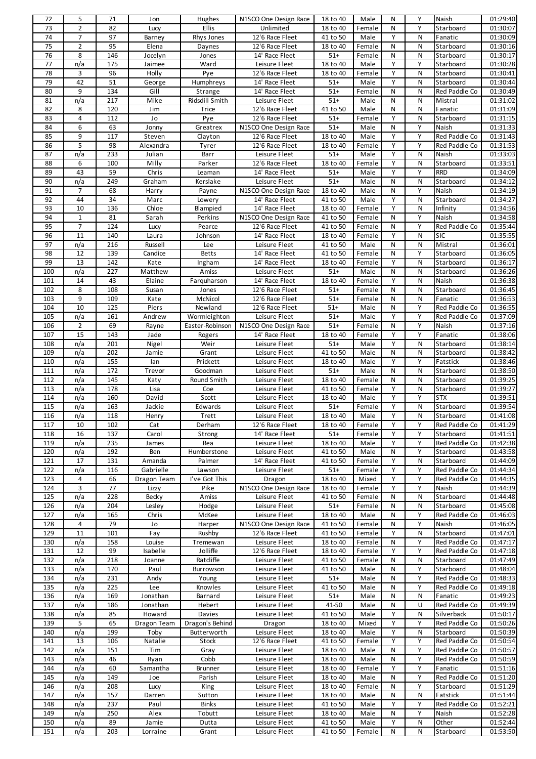| 72 | 5 | 71 | Jon | Hughes | N1SCO One Design Race | 18 to 40 | Male | N | Y | Naish | 01:29:40 |
|---|---|---|---|---|---|---|---|---|---|---|---|
| 73 | 2 | 82 | Lucy | Ellis | Unlimited | 18 to 40 | Female | N | Y | Starboard | 01:30:07 |
| 74 | 7 | 97 | Barney | Rhys Jones | 12'6 Race Fleet | 41 to 50 | Male | Y | N | Fanatic | 01:30:09 |
| 75 | 2 | 95 | Elena | Daynes | 12'6 Race Fleet | 18 to 40 | Female | N | N | Starboard | 01:30:16 |
| 76 | 8 | 146 | Jocelyn | Jones | 14' Race Fleet | 51+ | Female | N | N | Starboard | 01:30:17 |
| 77 | n/a | 175 | Jaimee | Ward | Leisure Fleet | 18 to 40 | Male | Y | Y | Starboard | 01:30:28 |
| 78 | 3 | 96 | Holly | Pye | 12'6 Race Fleet | 18 to 40 | Female | Y | N | Starboard | 01:30:41 |
| 79 | 42 | 51 | George | Humphreys | 14' Race Fleet | 51+ | Male | Y | N | Starboard | 01:30:44 |
| 80 | 9 | 134 | Gill | Strange | 14' Race Fleet | 51+ | Female | N | N | Red Paddle Co | 01:30:49 |
| 81 | n/a | 217 | Mike | Ridsdill Smith | Leisure Fleet | 51+ | Male | N | N | Mistral | 01:31:02 |
| 82 | 8 | 120 | Jim | Trice | 12'6 Race Fleet | 41 to 50 | Male | N | N | Fanatic | 01:31:09 |
| 83 | 4 | 112 | Jo | Pye | 12'6 Race Fleet | 51+ | Female | Y | N | Starboard | 01:31:15 |
| 84 | 6 | 63 | Jonny | Greatrex | N1SCO One Design Race | 51+ | Male | N | Y | Naish | 01:31:33 |
| 85 | 9 | 117 | Steven | Clayton | 12'6 Race Fleet | 18 to 40 | Male | Y | Y | Red Paddle Co | 01:31:43 |
| 86 | 5 | 98 | Alexandra | Tyrer | 12'6 Race Fleet | 18 to 40 | Female | Y | Y | Red Paddle Co | 01:31:53 |
| 87 | n/a | 233 | Julian | Barr | Leisure Fleet | 51+ | Male | Y | N | Naish | 01:33:03 |
| 88 | 6 | 100 | Milly | Parker | 12'6 Race Fleet | 18 to 40 | Female | Y | N | Starboard | 01:33:51 |
| 89 | 43 | 59 | Chris | Leaman | 14' Race Fleet | 51+ | Male | Y | Y | RRD | 01:34:09 |
| 90 | n/a | 249 | Graham | Kerslake | Leisure Fleet | 51+ | Male | N | N | Starboard | 01:34:12 |
| 91 | 7 | 68 | Harry | Payne | N1SCO One Design Race | 18 to 40 | Male | N | Y | Naish | 01:34:19 |
| 92 | 44 | 34 | Marc | Lowery | 14' Race Fleet | 41 to 50 | Male | Y | N | Starboard | 01:34:27 |
| 93 | 10 | 136 | Chloe | Blampied | 14' Race Fleet | 18 to 40 | Female | Y | N | Infinity | 01:34:56 |
| 94 | 1 | 81 | Sarah | Perkins | N1SCO One Design Race | 41 to 50 | Female | N | Y | Naish | 01:34:58 |
| 95 | 7 | 124 | Lucy | Pearce | 12'6 Race Fleet | 41 to 50 | Female | N | Y | Red Paddle Co | 01:35:44 |
| 96 | 11 | 140 | Laura | Johnson | 14' Race Fleet | 18 to 40 | Female | Y | N | SIC | 01:35:55 |
| 97 | n/a | 216 | Russell | Lee | Leisure Fleet | 41 to 50 | Male | N | N | Mistral | 01:36:01 |
| 98 | 12 | 139 | Candice | Betts | 14' Race Fleet | 41 to 50 | Female | N | Y | Starboard | 01:36:05 |
| 99 | 13 | 142 | Kate | Ingham | 14' Race Fleet | 18 to 40 | Female | Y | N | Starboard | 01:36:17 |
| 100 | n/a | 227 | Matthew | Amiss | Leisure Fleet | 51+ | Male | N | N | Starboard | 01:36:26 |
| 101 | 14 | 43 | Elaine | Farquharson | 14' Race Fleet | 18 to 40 | Female | Y | N | Naish | 01:36:38 |
| 102 | 8 | 108 | Susan | Jones | 12'6 Race Fleet | 51+ | Female | N | N | Starboard | 01:36:45 |
| 103 | 9 | 109 | Kate | McNicol | 12'6 Race Fleet | 51+ | Female | N | N | Fanatic | 01:36:53 |
| 104 | 10 | 125 | Piers | Newland | 12'6 Race Fleet | 51+ | Male | N | Y | Red Paddle Co | 01:36:55 |
| 105 | n/a | 161 | Andrew | Wormleighton | Leisure Fleet | 51+ | Male | Y | Y | Red Paddle Co | 01:37:09 |
| 106 | 2 | 69 | Rayne | Easter-Robinson | N1SCO One Design Race | 51+ | Female | N | Y | Naish | 01:37:16 |
| 107 | 15 | 143 | Jade | Rogers | 14' Race Fleet | 18 to 40 | Female | Y | Y | Fanatic | 01:38:06 |
| 108 | n/a | 201 | Nigel | Weir | Leisure Fleet | 51+ | Male | Y | N | Starboard | 01:38:14 |
| 109 | n/a | 202 | Jamie | Grant | Leisure Fleet | 41 to 50 | Male | N | N | Starboard | 01:38:42 |
| 110 | n/a | 155 | Ian | Prickett | Leisure Fleet | 18 to 40 | Male | Y | Y | Fatstick | 01:38:46 |
| 111 | n/a | 172 | Trevor | Goodman | Leisure Fleet | 51+ | Male | N | N | Starboard | 01:38:50 |
| 112 | n/a | 145 | Katy | Round Smith | Leisure Fleet | 18 to 40 | Female | N | N | Starboard | 01:39:25 |
| 113 | n/a | 178 | Lisa | Coe | Leisure Fleet | 41 to 50 | Female | Y | N | Starboard | 01:39:27 |
| 114 | n/a | 160 | David | Scott | Leisure Fleet | 18 to 40 | Male | Y | Y | STX | 01:39:51 |
| 115 | n/a | 163 | Jackie | Edwards | Leisure Fleet | 51+ | Female | Y | N | Starboard | 01:39:54 |
| 116 | n/a | 118 | Henry | Trett | Leisure Fleet | 18 to 40 | Male | Y | N | Starboard | 01:41:08 |
| 117 | 10 | 102 | Cat | Derham | 12'6 Race Fleet | 18 to 40 | Female | Y | Y | Red Paddle Co | 01:41:29 |
| 118 | 16 | 137 | Carol | Strong | 14' Race Fleet | 51+ | Female | Y | Y | Starboard | 01:41:51 |
| 119 | n/a | 235 | James | Rea | Leisure Fleet | 18 to 40 | Male | Y | Y | Red Paddle Co | 01:42:38 |
| 120 | n/a | 192 | Ben | Humberstone | Leisure Fleet | 41 to 50 | Male | N | Y | Starboard | 01:43:58 |
| 121 | 17 | 131 | Amanda | Palmer | 14' Race Fleet | 41 to 50 | Female | Y | N | Starboard | 01:44:09 |
| 122 | n/a | 116 | Gabrielle | Lawson | Leisure Fleet | 51+ | Female | Y | Y | Red Paddle Co | 01:44:34 |
| 123 | 4 | 66 | Dragon Team | I've Got This | Dragon | 18 to 40 | Mixed | Y | Y | Red Paddle Co | 01:44:35 |
| 124 | 3 | 77 | Lizzy | Pike | N1SCO One Design Race | 18 to 40 | Female | Y | Y | Naish | 01:44:39 |
| 125 | n/a | 228 | Becky | Amiss | Leisure Fleet | 41 to 50 | Female | N | N | Starboard | 01:44:48 |
| 126 | n/a | 204 | Lesley | Hodge | Leisure Fleet | 51+ | Female | N | N | Starboard | 01:45:08 |
| 127 | n/a | 165 | Chris | McKee | Leisure Fleet | 18 to 40 | Male | N | Y | Red Paddle Co | 01:46:03 |
| 128 | 4 | 79 | Jo | Harper | N1SCO One Design Race | 41 to 50 | Female | N | Y | Naish | 01:46:05 |
| 129 | 11 | 101 | Fay | Rushby | 12'6 Race Fleet | 41 to 50 | Female | Y | N | Starboard | 01:47:01 |
| 130 | n/a | 158 | Louise | Tremewan | Leisure Fleet | 18 to 40 | Female | N | Y | Red Paddle Co | 01:47:17 |
| 131 | 12 | 99 | Isabelle | Jolliffe | 12'6 Race Fleet | 18 to 40 | Female | Y | Y | Red Paddle Co | 01:47:18 |
| 132 | n/a | 218 | Joanne | Ratcliffe | Leisure Fleet | 41 to 50 | Female | N | N | Starboard | 01:47:49 |
| 133 | n/a | 170 | Paul | Burrowson | Leisure Fleet | 41 to 50 | Male | N | Y | Starboard | 01:48:04 |
| 134 | n/a | 231 | Andy | Young | Leisure Fleet | 51+ | Male | N | Y | Red Paddle Co | 01:48:33 |
| 135 | n/a | 225 | Lee | Knowles | Leisure Fleet | 41 to 50 | Male | N | Y | Red Paddle Co | 01:49:18 |
| 136 | n/a | 169 | Jonathan | Barnard | Leisure Fleet | 51+ | Male | N | N | Fanatic | 01:49:23 |
| 137 | n/a | 186 | Jonathan | Hebert | Leisure Fleet | 41-50 | Male | N | U | Red Paddle Co | 01:49:39 |
| 138 | n/a | 85 | Howard | Davies | Leisure Fleet | 41 to 50 | Male | Y | N | Silverback | 01:50:17 |
| 139 | 5 | 65 | Dragon Team | Dragon's Behind | Dragon | 18 to 40 | Mixed | Y | Y | Red Paddle Co | 01:50:26 |
| 140 | n/a | 199 | Toby | Butterworth | Leisure Fleet | 18 to 40 | Male | Y | N | Starboard | 01:50:39 |
| 141 | 13 | 106 | Natalie | Stock | 12'6 Race Fleet | 41 to 50 | Female | Y | Y | Red Paddle Co | 01:50:54 |
| 142 | n/a | 151 | Tim | Gray | Leisure Fleet | 18 to 40 | Male | N | Y | Red Paddle Co | 01:50:57 |
| 143 | n/a | 46 | Ryan | Cobb | Leisure Fleet | 18 to 40 | Male | N | Y | Red Paddle Co | 01:50:59 |
| 144 | n/a | 60 | Samantha | Brunner | Leisure Fleet | 18 to 40 | Female | Y | Y | Fanatic | 01:51:16 |
| 145 | n/a | 149 | Joe | Parish | Leisure Fleet | 18 to 40 | Male | N | Y | Red Paddle Co | 01:51:20 |
| 146 | n/a | 208 | Lucy | King | Leisure Fleet | 18 to 40 | Female | N | Y | Starboard | 01:51:29 |
| 147 | n/a | 157 | Darren | Sutton | Leisure Fleet | 18 to 40 | Male | N | N | Fatstick | 01:51:44 |
| 148 | n/a | 237 | Paul | Binks | Leisure Fleet | 41 to 50 | Male | Y | Y | Red Paddle Co | 01:52:21 |
| 149 | n/a | 250 | Alex | Tobutt | Leisure Fleet | 18 to 40 | Male | N | Y | Naish | 01:52:28 |
| 150 | n/a | 89 | Jamie | Dutta | Leisure Fleet | 41 to 50 | Male | Y | N | Other | 01:52:44 |
| 151 | n/a | 203 | Lorraine | Grant | Leisure Fleet | 41 to 50 | Female | N | N | Starboard | 01:53:50 |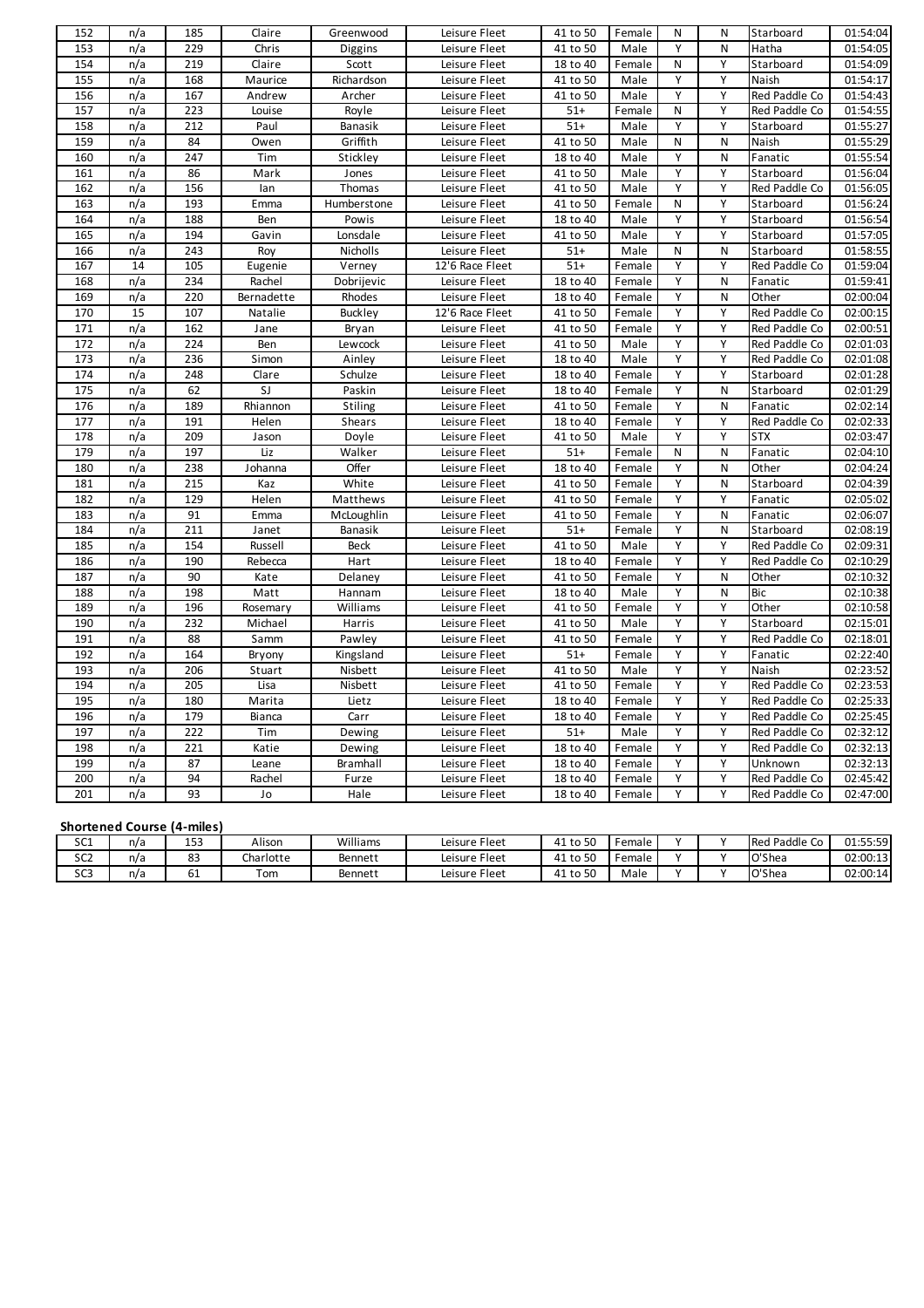| | | | | | | | | | | | |
|---|---|---|---|---|---|---|---|---|---|---|---|
| 152 | n/a | 185 | Claire | Greenwood | Leisure Fleet | 41 to 50 | Female | N | N | Starboard | 01:54:04 |
| 153 | n/a | 229 | Chris | Diggins | Leisure Fleet | 41 to 50 | Male | Y | N | Hatha | 01:54:05 |
| 154 | n/a | 219 | Claire | Scott | Leisure Fleet | 18 to 40 | Female | N | Y | Starboard | 01:54:09 |
| 155 | n/a | 168 | Maurice | Richardson | Leisure Fleet | 41 to 50 | Male | Y | Y | Naish | 01:54:17 |
| 156 | n/a | 167 | Andrew | Archer | Leisure Fleet | 41 to 50 | Male | Y | Y | Red Paddle Co | 01:54:43 |
| 157 | n/a | 223 | Louise | Royle | Leisure Fleet | 51+ | Female | N | Y | Red Paddle Co | 01:54:55 |
| 158 | n/a | 212 | Paul | Banasik | Leisure Fleet | 51+ | Male | Y | Y | Starboard | 01:55:27 |
| 159 | n/a | 84 | Owen | Griffith | Leisure Fleet | 41 to 50 | Male | N | N | Naish | 01:55:29 |
| 160 | n/a | 247 | Tim | Stickley | Leisure Fleet | 18 to 40 | Male | Y | N | Fanatic | 01:55:54 |
| 161 | n/a | 86 | Mark | Jones | Leisure Fleet | 41 to 50 | Male | Y | Y | Starboard | 01:56:04 |
| 162 | n/a | 156 | Ian | Thomas | Leisure Fleet | 41 to 50 | Male | Y | Y | Red Paddle Co | 01:56:05 |
| 163 | n/a | 193 | Emma | Humberstone | Leisure Fleet | 41 to 50 | Female | N | Y | Starboard | 01:56:24 |
| 164 | n/a | 188 | Ben | Powis | Leisure Fleet | 18 to 40 | Male | Y | Y | Starboard | 01:56:54 |
| 165 | n/a | 194 | Gavin | Lonsdale | Leisure Fleet | 41 to 50 | Male | Y | Y | Starboard | 01:57:05 |
| 166 | n/a | 243 | Roy | Nicholls | Leisure Fleet | 51+ | Male | N | N | Starboard | 01:58:55 |
| 167 | 14 | 105 | Eugenie | Verney | 12'6 Race Fleet | 51+ | Female | Y | Y | Red Paddle Co | 01:59:04 |
| 168 | n/a | 234 | Rachel | Dobrijevic | Leisure Fleet | 18 to 40 | Female | Y | N | Fanatic | 01:59:41 |
| 169 | n/a | 220 | Bernadette | Rhodes | Leisure Fleet | 18 to 40 | Female | Y | N | Other | 02:00:04 |
| 170 | 15 | 107 | Natalie | Buckley | 12'6 Race Fleet | 41 to 50 | Female | Y | Y | Red Paddle Co | 02:00:15 |
| 171 | n/a | 162 | Jane | Bryan | Leisure Fleet | 41 to 50 | Female | Y | Y | Red Paddle Co | 02:00:51 |
| 172 | n/a | 224 | Ben | Lewcock | Leisure Fleet | 41 to 50 | Male | Y | Y | Red Paddle Co | 02:01:03 |
| 173 | n/a | 236 | Simon | Ainley | Leisure Fleet | 18 to 40 | Male | Y | Y | Red Paddle Co | 02:01:08 |
| 174 | n/a | 248 | Clare | Schulze | Leisure Fleet | 18 to 40 | Female | Y | Y | Starboard | 02:01:28 |
| 175 | n/a | 62 | SJ | Paskin | Leisure Fleet | 18 to 40 | Female | Y | N | Starboard | 02:01:29 |
| 176 | n/a | 189 | Rhiannon | Stiling | Leisure Fleet | 41 to 50 | Female | Y | N | Fanatic | 02:02:14 |
| 177 | n/a | 191 | Helen | Shears | Leisure Fleet | 18 to 40 | Female | Y | Y | Red Paddle Co | 02:02:33 |
| 178 | n/a | 209 | Jason | Doyle | Leisure Fleet | 41 to 50 | Male | Y | Y | STX | 02:03:47 |
| 179 | n/a | 197 | Liz | Walker | Leisure Fleet | 51+ | Female | N | N | Fanatic | 02:04:10 |
| 180 | n/a | 238 | Johanna | Offer | Leisure Fleet | 18 to 40 | Female | Y | N | Other | 02:04:24 |
| 181 | n/a | 215 | Kaz | White | Leisure Fleet | 41 to 50 | Female | Y | N | Starboard | 02:04:39 |
| 182 | n/a | 129 | Helen | Matthews | Leisure Fleet | 41 to 50 | Female | Y | Y | Fanatic | 02:05:02 |
| 183 | n/a | 91 | Emma | McLoughlin | Leisure Fleet | 41 to 50 | Female | Y | N | Fanatic | 02:06:07 |
| 184 | n/a | 211 | Janet | Banasik | Leisure Fleet | 51+ | Female | Y | N | Starboard | 02:08:19 |
| 185 | n/a | 154 | Russell | Beck | Leisure Fleet | 41 to 50 | Male | Y | Y | Red Paddle Co | 02:09:31 |
| 186 | n/a | 190 | Rebecca | Hart | Leisure Fleet | 18 to 40 | Female | Y | Y | Red Paddle Co | 02:10:29 |
| 187 | n/a | 90 | Kate | Delaney | Leisure Fleet | 41 to 50 | Female | Y | N | Other | 02:10:32 |
| 188 | n/a | 198 | Matt | Hannam | Leisure Fleet | 18 to 40 | Male | Y | N | Bic | 02:10:38 |
| 189 | n/a | 196 | Rosemary | Williams | Leisure Fleet | 41 to 50 | Female | Y | Y | Other | 02:10:58 |
| 190 | n/a | 232 | Michael | Harris | Leisure Fleet | 41 to 50 | Male | Y | Y | Starboard | 02:15:01 |
| 191 | n/a | 88 | Samm | Pawley | Leisure Fleet | 41 to 50 | Female | Y | Y | Red Paddle Co | 02:18:01 |
| 192 | n/a | 164 | Bryony | Kingsland | Leisure Fleet | 51+ | Female | Y | Y | Fanatic | 02:22:40 |
| 193 | n/a | 206 | Stuart | Nisbett | Leisure Fleet | 41 to 50 | Male | Y | Y | Naish | 02:23:52 |
| 194 | n/a | 205 | Lisa | Nisbett | Leisure Fleet | 41 to 50 | Female | Y | Y | Red Paddle Co | 02:23:53 |
| 195 | n/a | 180 | Marita | Lietz | Leisure Fleet | 18 to 40 | Female | Y | Y | Red Paddle Co | 02:25:33 |
| 196 | n/a | 179 | Bianca | Carr | Leisure Fleet | 18 to 40 | Female | Y | Y | Red Paddle Co | 02:25:45 |
| 197 | n/a | 222 | Tim | Dewing | Leisure Fleet | 51+ | Male | Y | Y | Red Paddle Co | 02:32:12 |
| 198 | n/a | 221 | Katie | Dewing | Leisure Fleet | 18 to 40 | Female | Y | Y | Red Paddle Co | 02:32:13 |
| 199 | n/a | 87 | Leane | Bramhall | Leisure Fleet | 18 to 40 | Female | Y | Y | Unknown | 02:32:13 |
| 200 | n/a | 94 | Rachel | Furze | Leisure Fleet | 18 to 40 | Female | Y | Y | Red Paddle Co | 02:45:42 |
| 201 | n/a | 93 | Jo | Hale | Leisure Fleet | 18 to 40 | Female | Y | Y | Red Paddle Co | 02:47:00 |

**Shortened Course (4-miles)**

| | | | | | | | | | | | |
|---|---|---|---|---|---|---|---|---|---|---|---|
| SC1 | n/a | 153 | Alison | Williams | Leisure Fleet | 41 to 50 | Female | Y | Y | Red Paddle Co | 01:55:59 |
| SC2 | n/a | 83 | Charlotte | Bennett | Leisure Fleet | 41 to 50 | Female | Y | Y | O'Shea | 02:00:13 |
| SC3 | n/a | 61 | Tom | Bennett | Leisure Fleet | 41 to 50 | Male | Y | Y | O'Shea | 02:00:14 |